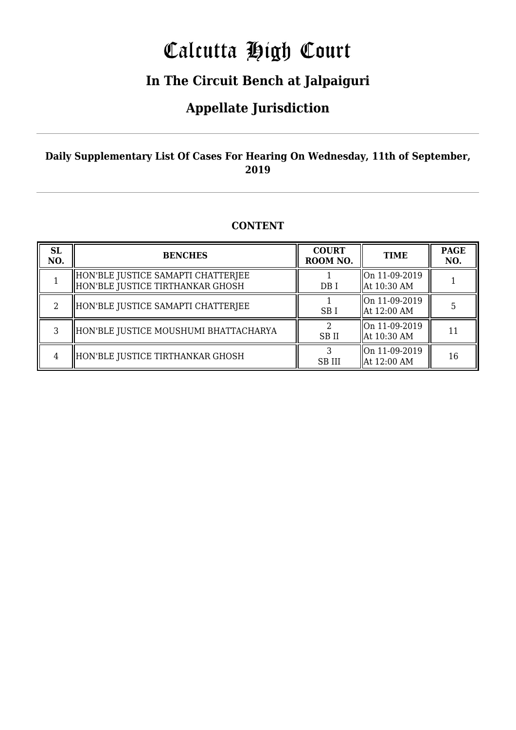# Calcutta High Court

## In The Circuit Bench at Jalpaiguri

## Appellate Jurisdiction

**Daily Supplementary List Of Cases For Hearing On Wednesday, 11th of September, 2019**

### CONTENT

| SL NO. | BENCHES | COURT ROOM NO. | TIME | PAGE NO. |
|---|---|---|---|---|
| 1 | HON'BLE JUSTICE SAMAPTI CHATTERJEE<br>HON'BLE JUSTICE TIRTHANKAR GHOSH | 1<br>DB I | On 11-09-2019<br>At 10:30 AM | 1 |
| 2 | HON'BLE JUSTICE SAMAPTI CHATTERJEE | 1<br>SB I | On 11-09-2019<br>At 12:00 AM | 5 |
| 3 | HON'BLE JUSTICE MOUSHUMI BHATTACHARYA | 2<br>SB II | On 11-09-2019<br>At 10:30 AM | 11 |
| 4 | HON'BLE JUSTICE TIRTHANKAR GHOSH | 3<br>SB III | On 11-09-2019<br>At 12:00 AM | 16 |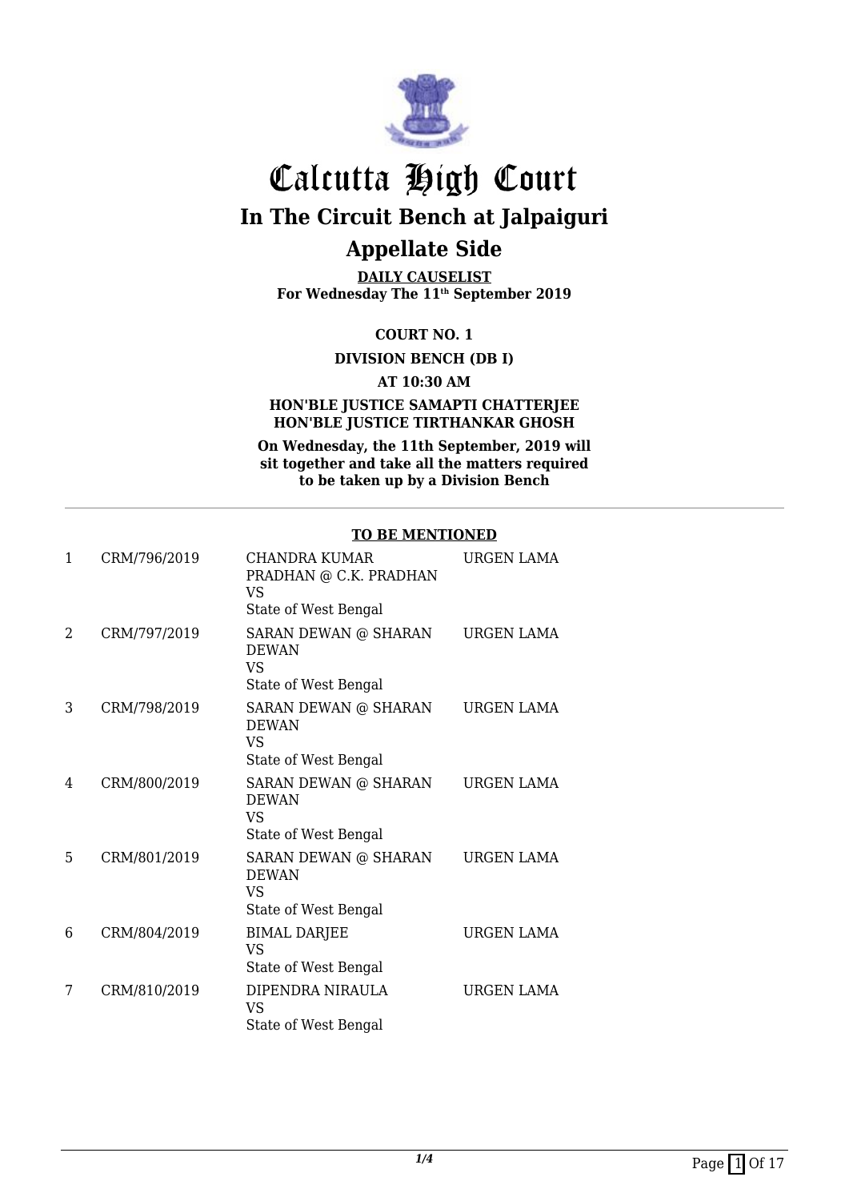# Calcutta High Court

## In The Circuit Bench at Jalpaiguri

## Appellate Side

**DAILY CAUSELIST**
**For Wednesday The 11th September 2019**

**COURT NO. 1**

**DIVISION BENCH (DB I)**

**AT 10:30 AM**

**HON'BLE JUSTICE SAMAPTI CHATTERJEE**
**HON'BLE JUSTICE TIRTHANKAR GHOSH**

**On Wednesday, the 11th September, 2019 will sit together and take all the matters required to be taken up by a Division Bench**

**TO BE MENTIONED**

| | | | |
|---|---|---|---|
| 1 | CRM/796/2019 | CHANDRA KUMAR PRADHAN @ C.K. PRADHAN VS State of West Bengal | URGEN LAMA |
| 2 | CRM/797/2019 | SARAN DEWAN @ SHARAN DEWAN VS State of West Bengal | URGEN LAMA |
| 3 | CRM/798/2019 | SARAN DEWAN @ SHARAN DEWAN VS State of West Bengal | URGEN LAMA |
| 4 | CRM/800/2019 | SARAN DEWAN @ SHARAN DEWAN VS State of West Bengal | URGEN LAMA |
| 5 | CRM/801/2019 | SARAN DEWAN @ SHARAN DEWAN VS State of West Bengal | URGEN LAMA |
| 6 | CRM/804/2019 | BIMAL DARJEE VS State of West Bengal | URGEN LAMA |
| 7 | CRM/810/2019 | DIPENDRA NIRAULA VS State of West Bengal | URGEN LAMA |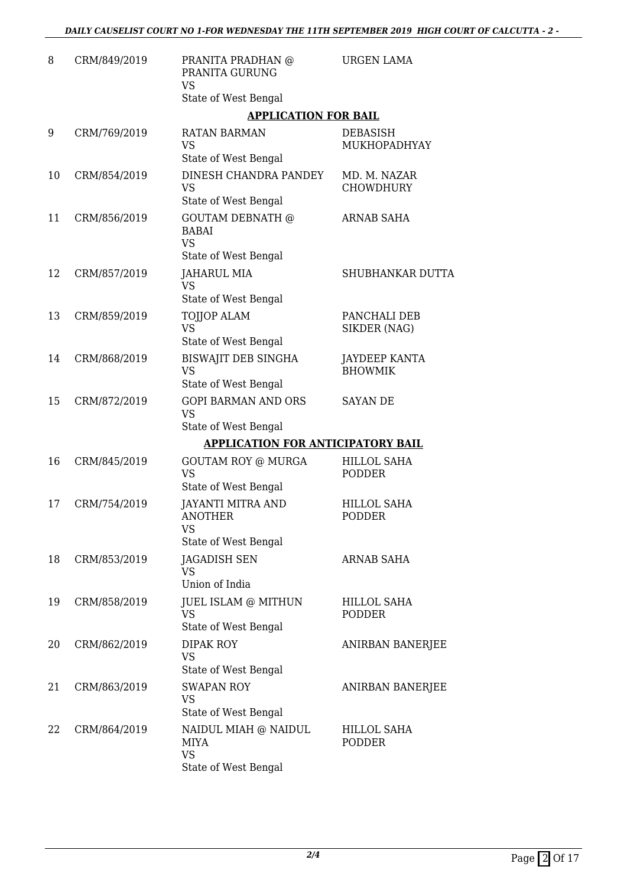| | | | |
|---|---|---|---|
| 8 | CRM/849/2019 | PRANITA PRADHAN @ PRANITA GURUNG<br>VS<br>State of West Bengal | URGEN LAMA |

**APPLICATION FOR BAIL**

| | | | |
|---|---|---|---|
| 9 | CRM/769/2019 | RATAN BARMAN<br>VS<br>State of West Bengal | DEBASISH MUKHOPADHYAY |
| 10 | CRM/854/2019 | DINESH CHANDRA PANDEY<br>VS<br>State of West Bengal | MD. M. NAZAR CHOWDHURY |
| 11 | CRM/856/2019 | GOUTAM DEBNATH @ BABAI<br>VS<br>State of West Bengal | ARNAB SAHA |
| 12 | CRM/857/2019 | JAHARUL MIA<br>VS<br>State of West Bengal | SHUBHANKAR DUTTA |
| 13 | CRM/859/2019 | TOJJOP ALAM<br>VS<br>State of West Bengal | PANCHALI DEB SIKDER (NAG) |
| 14 | CRM/868/2019 | BISWAJIT DEB SINGHA<br>VS<br>State of West Bengal | JAYDEEP KANTA BHOWMIK |
| 15 | CRM/872/2019 | GOPI BARMAN AND ORS<br>VS<br>State of West Bengal | SAYAN DE |

**APPLICATION FOR ANTICIPATORY BAIL**

| | | | |
|---|---|---|---|
| 16 | CRM/845/2019 | GOUTAM ROY @ MURGA<br>VS<br>State of West Bengal | HILLOL SAHA PODDER |
| 17 | CRM/754/2019 | JAYANTI MITRA AND ANOTHER<br>VS<br>State of West Bengal | HILLOL SAHA PODDER |
| 18 | CRM/853/2019 | JAGADISH SEN<br>VS<br>Union of India | ARNAB SAHA |
| 19 | CRM/858/2019 | JUEL ISLAM @ MITHUN<br>VS<br>State of West Bengal | HILLOL SAHA PODDER |
| 20 | CRM/862/2019 | DIPAK ROY<br>VS<br>State of West Bengal | ANIRBAN BANERJEE |
| 21 | CRM/863/2019 | SWAPAN ROY<br>VS<br>State of West Bengal | ANIRBAN BANERJEE |
| 22 | CRM/864/2019 | NAIDUL MIAH @ NAIDUL MIYA<br>VS<br>State of West Bengal | HILLOL SAHA PODDER |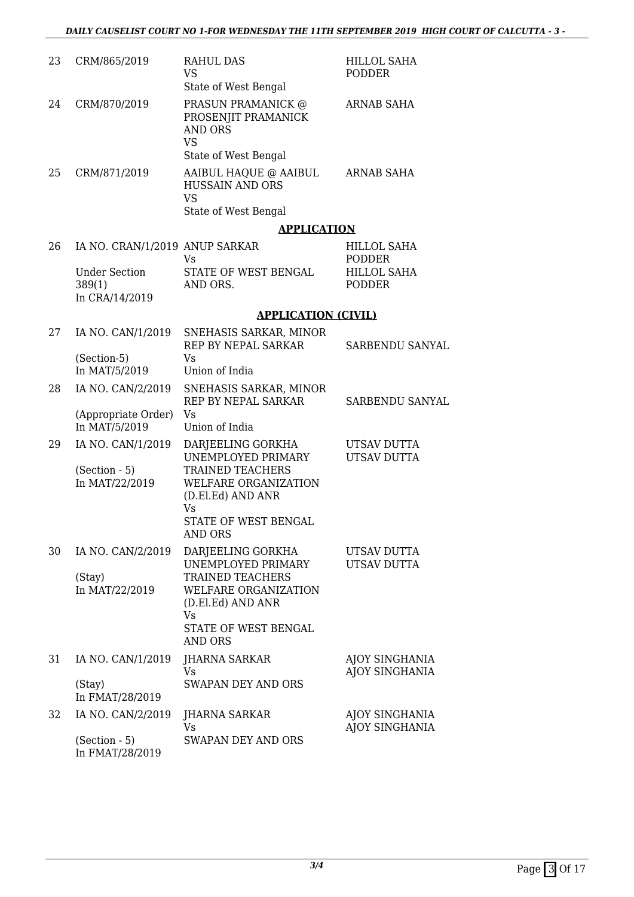| | | | |
|---|---|---|---|
| 23 | CRM/865/2019 | RAHUL DAS<br>VS<br>State of West Bengal | HILLOL SAHA PODDER |
| 24 | CRM/870/2019 | PRASUN PRAMANICK @ PROSENJIT PRAMANICK AND ORS<br>VS<br>State of West Bengal | ARNAB SAHA |
| 25 | CRM/871/2019 | AAIBUL HAQUE @ AAIBUL HUSSAIN AND ORS<br>VS<br>State of West Bengal | ARNAB SAHA |

## APPLICATION

| | | | |
|---|---|---|---|
| 26 | IA NO. CRAN/1/2019<br>Under Section 389(1)<br>In CRA/14/2019 | ANUP SARKAR<br>Vs<br>STATE OF WEST BENGAL AND ORS. | HILLOL SAHA PODDER<br>HILLOL SAHA PODDER |

## APPLICATION (CIVIL)

| | | | |
|---|---|---|---|
| 27 | IA NO. CAN/1/2019<br>(Section-5)<br>In MAT/5/2019 | SNEHASIS SARKAR, MINOR REP BY NEPAL SARKAR<br>Vs<br>Union of India | SARBENDU SANYAL |
| 28 | IA NO. CAN/2/2019<br>(Appropriate Order)<br>In MAT/5/2019 | SNEHASIS SARKAR, MINOR REP BY NEPAL SARKAR<br>Vs<br>Union of India | SARBENDU SANYAL |
| 29 | IA NO. CAN/1/2019<br>(Section - 5)<br>In MAT/22/2019 | DARJEELING GORKHA UNEMPLOYED PRIMARY TRAINED TEACHERS WELFARE ORGANIZATION (D.El.Ed) AND ANR<br>Vs<br>STATE OF WEST BENGAL AND ORS | UTSAV DUTTA<br>UTSAV DUTTA |
| 30 | IA NO. CAN/2/2019<br>(Stay)<br>In MAT/22/2019 | DARJEELING GORKHA UNEMPLOYED PRIMARY TRAINED TEACHERS WELFARE ORGANIZATION (D.El.Ed) AND ANR<br>Vs<br>STATE OF WEST BENGAL AND ORS | UTSAV DUTTA<br>UTSAV DUTTA |
| 31 | IA NO. CAN/1/2019<br>(Stay)<br>In FMAT/28/2019 | JHARNA SARKAR<br>Vs<br>SWAPAN DEY AND ORS | AJOY SINGHANIA<br>AJOY SINGHANIA |
| 32 | IA NO. CAN/2/2019<br>(Section - 5)<br>In FMAT/28/2019 | JHARNA SARKAR<br>Vs<br>SWAPAN DEY AND ORS | AJOY SINGHANIA<br>AJOY SINGHANIA |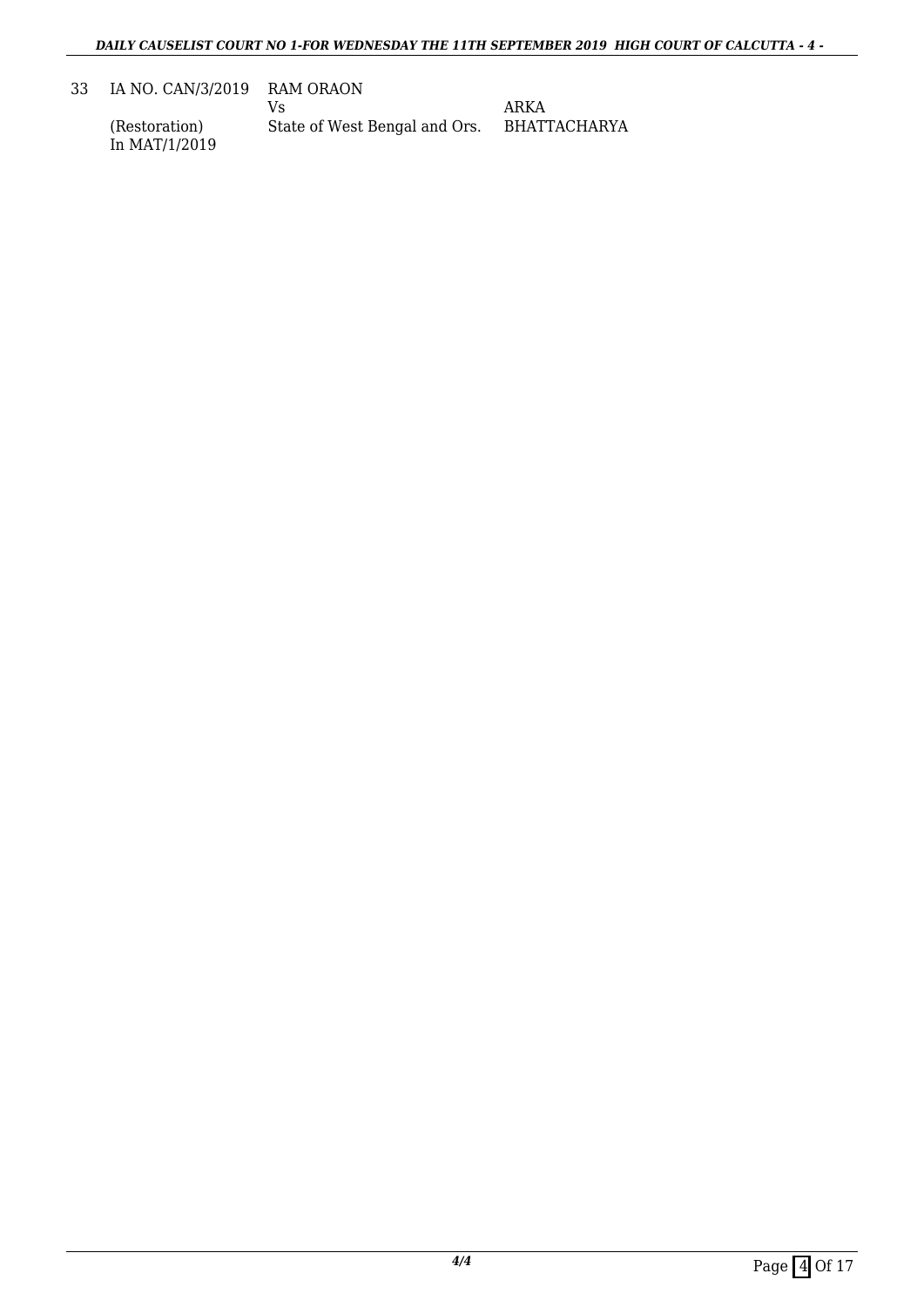| 33 | IA NO. CAN/3/2019<br>(Restoration)<br>In MAT/1/2019 | RAM ORAON<br>Vs<br>State of West Bengal and Ors. | ARKA<br>BHATTACHARYA |
|---|---|---|---|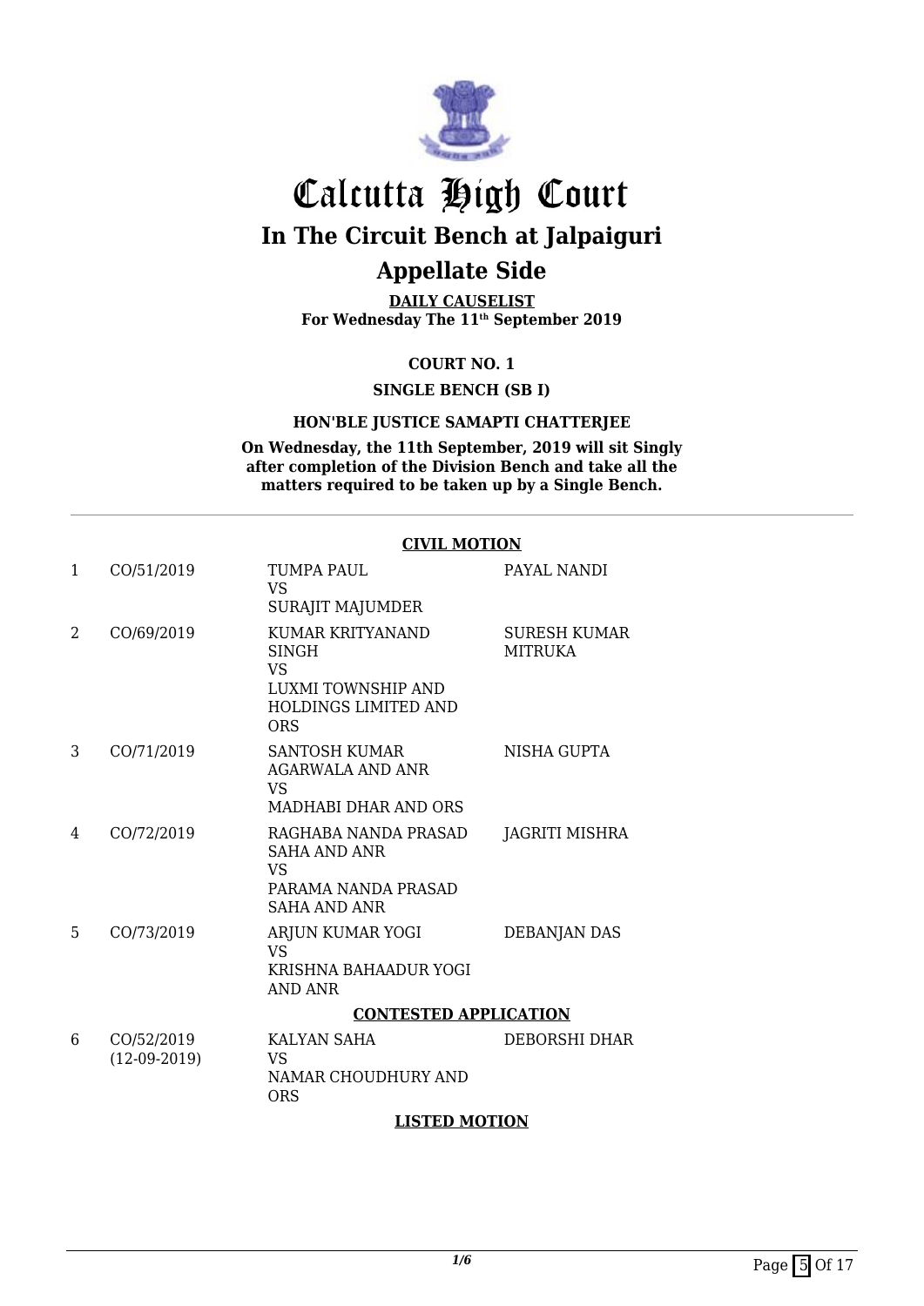# Calcutta High Court

## In The Circuit Bench at Jalpaiguri

## Appellate Side

**DAILY CAUSELIST**

**For Wednesday The 11th September 2019**

**COURT NO. 1**

**SINGLE BENCH (SB I)**

**HON'BLE JUSTICE SAMAPTI CHATTERJEE**

**On Wednesday, the 11th September, 2019 will sit Singly after completion of the Division Bench and take all the matters required to be taken up by a Single Bench.**

---

**CIVIL MOTION**

| | | | |
|---|---|---|---|
| 1 | CO/51/2019 | TUMPA PAUL<br>VS<br>SURAJIT MAJUMDER | PAYAL NANDI |
| 2 | CO/69/2019 | KUMAR KRITYANAND SINGH<br>VS<br>LUXMI TOWNSHIP AND HOLDINGS LIMITED AND ORS | SURESH KUMAR MITRUKA |
| 3 | CO/71/2019 | SANTOSH KUMAR AGARWALA AND ANR<br>VS<br>MADHABI DHAR AND ORS | NISHA GUPTA |
| 4 | CO/72/2019 | RAGHABA NANDA PRASAD SAHA AND ANR<br>VS<br>PARAMA NANDA PRASAD SAHA AND ANR | JAGRITI MISHRA |
| 5 | CO/73/2019 | ARJUN KUMAR YOGI<br>VS<br>KRISHNA BAHAADUR YOGI AND ANR | DEBANJAN DAS |

**CONTESTED APPLICATION**

| | | | |
|---|---|---|---|
| 6 | CO/52/2019<br>(12-09-2019) | KALYAN SAHA<br>VS<br>NAMAR CHOUDHURY AND ORS | DEBORSHI DHAR |

**LISTED MOTION**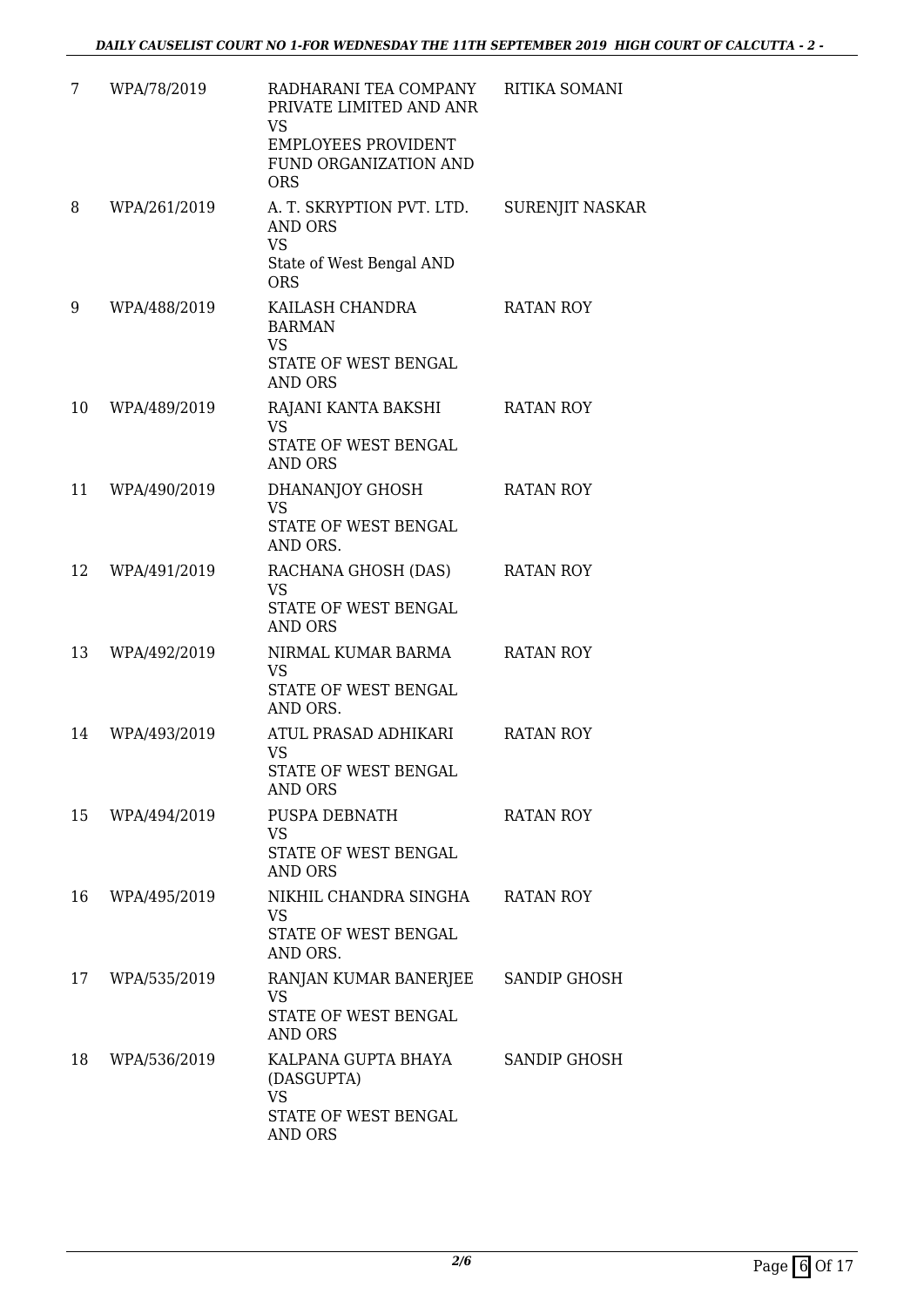| 7 | WPA/78/2019 | RADHARANI TEA COMPANY PRIVATE LIMITED AND ANR VS EMPLOYEES PROVIDENT FUND ORGANIZATION AND ORS | RITIKA SOMANI |
|---|---|---|---|
| 8 | WPA/261/2019 | A. T. SKRYPTION PVT. LTD. AND ORS VS State of West Bengal AND ORS | SURENJIT NASKAR |
| 9 | WPA/488/2019 | KAILASH CHANDRA BARMAN VS STATE OF WEST BENGAL AND ORS | RATAN ROY |
| 10 | WPA/489/2019 | RAJANI KANTA BAKSHI VS STATE OF WEST BENGAL AND ORS | RATAN ROY |
| 11 | WPA/490/2019 | DHANANJOY GHOSH VS STATE OF WEST BENGAL AND ORS. | RATAN ROY |
| 12 | WPA/491/2019 | RACHANA GHOSH (DAS) VS STATE OF WEST BENGAL AND ORS | RATAN ROY |
| 13 | WPA/492/2019 | NIRMAL KUMAR BARMA VS STATE OF WEST BENGAL AND ORS. | RATAN ROY |
| 14 | WPA/493/2019 | ATUL PRASAD ADHIKARI VS STATE OF WEST BENGAL AND ORS | RATAN ROY |
| 15 | WPA/494/2019 | PUSPA DEBNATH VS STATE OF WEST BENGAL AND ORS | RATAN ROY |
| 16 | WPA/495/2019 | NIKHIL CHANDRA SINGHA VS STATE OF WEST BENGAL AND ORS. | RATAN ROY |
| 17 | WPA/535/2019 | RANJAN KUMAR BANERJEE VS STATE OF WEST BENGAL AND ORS | SANDIP GHOSH |
| 18 | WPA/536/2019 | KALPANA GUPTA BHAYA (DASGUPTA) VS STATE OF WEST BENGAL AND ORS | SANDIP GHOSH |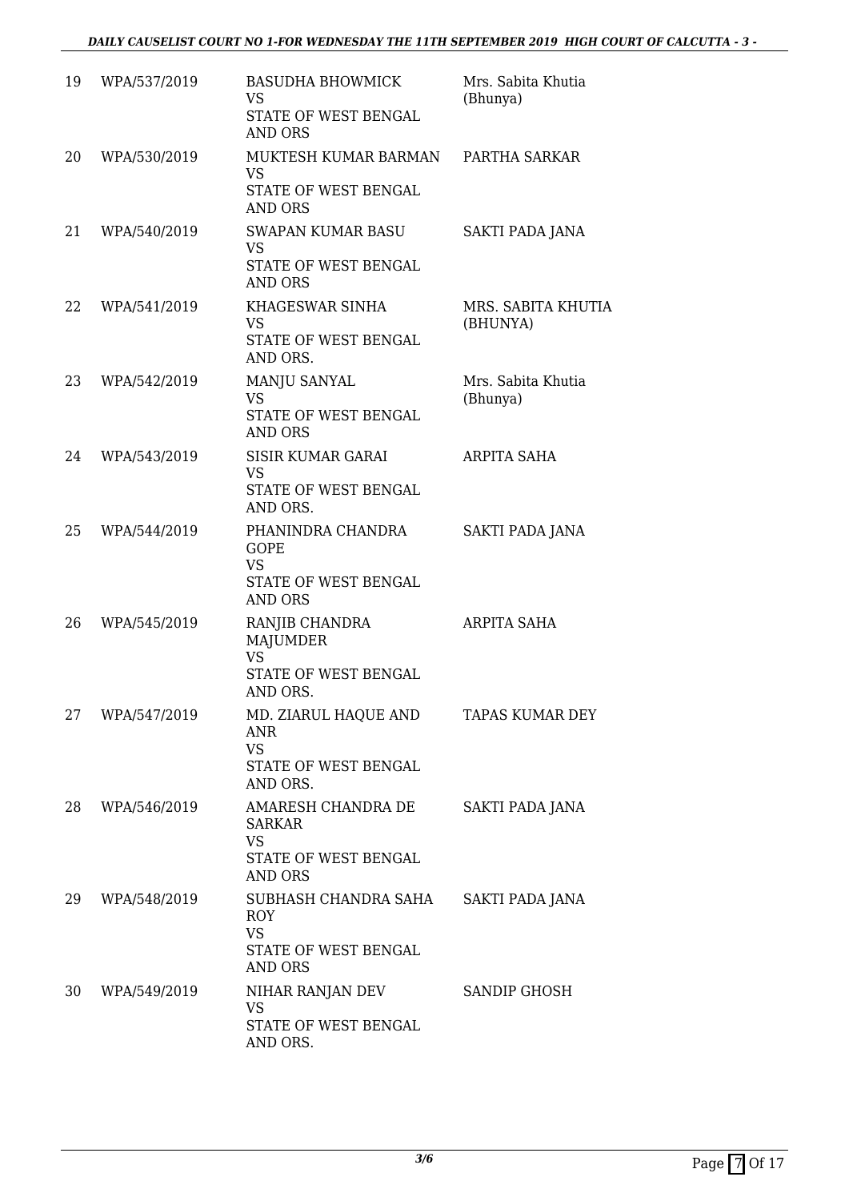| | | | |
|---|---|---|---|
| 19 | WPA/537/2019 | BASUDHA BHOWMICK<br>VS<br>STATE OF WEST BENGAL<br>AND ORS | Mrs. Sabita Khutia<br>(Bhunya) |
| 20 | WPA/530/2019 | MUKTESH KUMAR BARMAN<br>VS<br>STATE OF WEST BENGAL<br>AND ORS | PARTHA SARKAR |
| 21 | WPA/540/2019 | SWAPAN KUMAR BASU<br>VS<br>STATE OF WEST BENGAL<br>AND ORS | SAKTI PADA JANA |
| 22 | WPA/541/2019 | KHAGESWAR SINHA<br>VS<br>STATE OF WEST BENGAL<br>AND ORS. | MRS. SABITA KHUTIA<br>(BHUNYA) |
| 23 | WPA/542/2019 | MANJU SANYAL<br>VS<br>STATE OF WEST BENGAL<br>AND ORS | Mrs. Sabita Khutia<br>(Bhunya) |
| 24 | WPA/543/2019 | SISIR KUMAR GARAI<br>VS<br>STATE OF WEST BENGAL<br>AND ORS. | ARPITA SAHA |
| 25 | WPA/544/2019 | PHANINDRA CHANDRA<br>GOPE<br>VS<br>STATE OF WEST BENGAL<br>AND ORS | SAKTI PADA JANA |
| 26 | WPA/545/2019 | RANJIB CHANDRA<br>MAJUMDER<br>VS<br>STATE OF WEST BENGAL<br>AND ORS. | ARPITA SAHA |
| 27 | WPA/547/2019 | MD. ZIARUL HAQUE AND<br>ANR<br>VS<br>STATE OF WEST BENGAL<br>AND ORS. | TAPAS KUMAR DEY |
| 28 | WPA/546/2019 | AMARESH CHANDRA DE<br>SARKAR<br>VS<br>STATE OF WEST BENGAL<br>AND ORS | SAKTI PADA JANA |
| 29 | WPA/548/2019 | SUBHASH CHANDRA SAHA<br>ROY<br>VS<br>STATE OF WEST BENGAL<br>AND ORS | SAKTI PADA JANA |
| 30 | WPA/549/2019 | NIHAR RANJAN DEV<br>VS<br>STATE OF WEST BENGAL<br>AND ORS. | SANDIP GHOSH |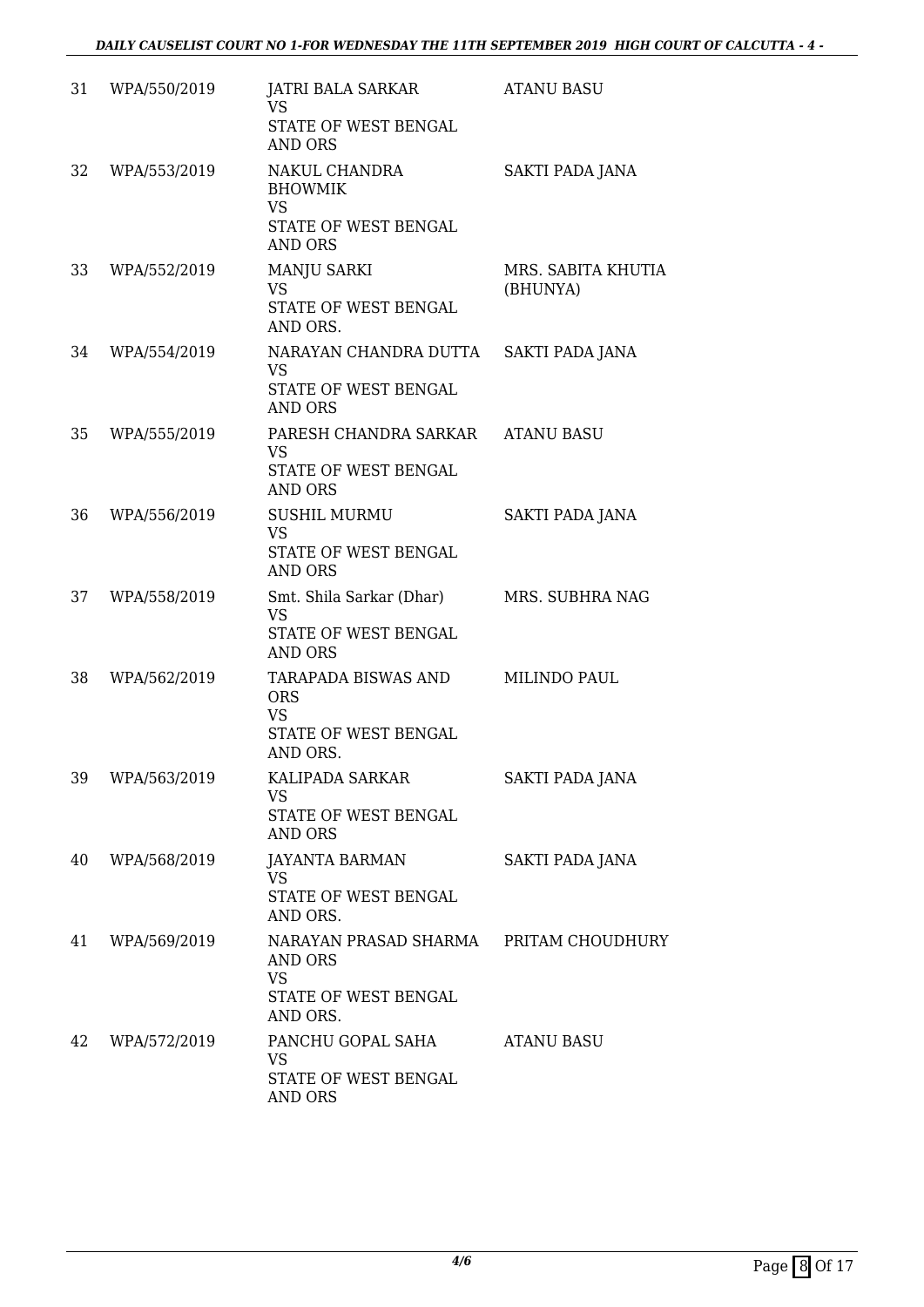| | | | |
|---|---|---|---|
| 31 | WPA/550/2019 | JATRI BALA SARKAR<br>VS<br>STATE OF WEST BENGAL<br>AND ORS | ATANU BASU |
| 32 | WPA/553/2019 | NAKUL CHANDRA<br>BHOWMIK<br>VS<br>STATE OF WEST BENGAL<br>AND ORS | SAKTI PADA JANA |
| 33 | WPA/552/2019 | MANJU SARKI<br>VS<br>STATE OF WEST BENGAL<br>AND ORS. | MRS. SABITA KHUTIA<br>(BHUNYA) |
| 34 | WPA/554/2019 | NARAYAN CHANDRA DUTTA<br>VS<br>STATE OF WEST BENGAL<br>AND ORS | SAKTI PADA JANA |
| 35 | WPA/555/2019 | PARESH CHANDRA SARKAR<br>VS<br>STATE OF WEST BENGAL<br>AND ORS | ATANU BASU |
| 36 | WPA/556/2019 | SUSHIL MURMU<br>VS<br>STATE OF WEST BENGAL<br>AND ORS | SAKTI PADA JANA |
| 37 | WPA/558/2019 | Smt. Shila Sarkar (Dhar)<br>VS<br>STATE OF WEST BENGAL<br>AND ORS | MRS. SUBHRA NAG |
| 38 | WPA/562/2019 | TARAPADA BISWAS AND<br>ORS<br>VS<br>STATE OF WEST BENGAL<br>AND ORS. | MILINDO PAUL |
| 39 | WPA/563/2019 | KALIPADA SARKAR<br>VS<br>STATE OF WEST BENGAL<br>AND ORS | SAKTI PADA JANA |
| 40 | WPA/568/2019 | JAYANTA BARMAN<br>VS<br>STATE OF WEST BENGAL<br>AND ORS. | SAKTI PADA JANA |
| 41 | WPA/569/2019 | NARAYAN PRASAD SHARMA<br>AND ORS<br>VS<br>STATE OF WEST BENGAL<br>AND ORS. | PRITAM CHOUDHURY |
| 42 | WPA/572/2019 | PANCHU GOPAL SAHA<br>VS<br>STATE OF WEST BENGAL<br>AND ORS | ATANU BASU |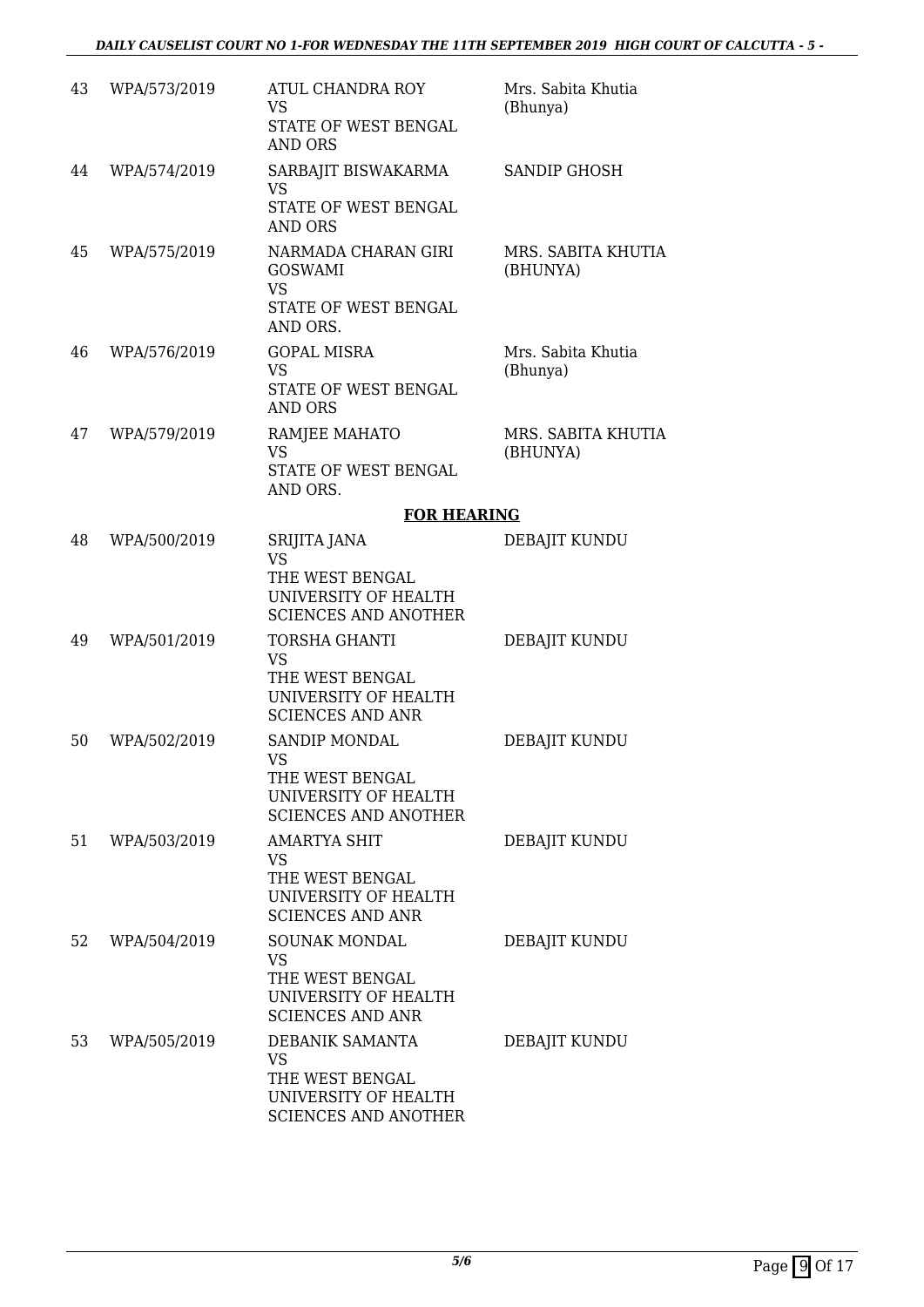| | | | |
|---|---|---|---|
| 43 | WPA/573/2019 | ATUL CHANDRA ROY<br>VS<br>STATE OF WEST BENGAL<br>AND ORS | Mrs. Sabita Khutia<br>(Bhunya) |
| 44 | WPA/574/2019 | SARBAJIT BISWAKARMA<br>VS<br>STATE OF WEST BENGAL<br>AND ORS | SANDIP GHOSH |
| 45 | WPA/575/2019 | NARMADA CHARAN GIRI<br>GOSWAMI<br>VS<br>STATE OF WEST BENGAL<br>AND ORS. | MRS. SABITA KHUTIA<br>(BHUNYA) |
| 46 | WPA/576/2019 | GOPAL MISRA<br>VS<br>STATE OF WEST BENGAL<br>AND ORS | Mrs. Sabita Khutia<br>(Bhunya) |
| 47 | WPA/579/2019 | RAMJEE MAHATO<br>VS<br>STATE OF WEST BENGAL<br>AND ORS. | MRS. SABITA KHUTIA<br>(BHUNYA) |

**FOR HEARING**

| | | | |
|---|---|---|---|
| 48 | WPA/500/2019 | SRIJITA JANA<br>VS<br>THE WEST BENGAL<br>UNIVERSITY OF HEALTH<br>SCIENCES AND ANOTHER | DEBAJIT KUNDU |
| 49 | WPA/501/2019 | TORSHA GHANTI<br>VS<br>THE WEST BENGAL<br>UNIVERSITY OF HEALTH<br>SCIENCES AND ANR | DEBAJIT KUNDU |
| 50 | WPA/502/2019 | SANDIP MONDAL<br>VS<br>THE WEST BENGAL<br>UNIVERSITY OF HEALTH<br>SCIENCES AND ANOTHER | DEBAJIT KUNDU |
| 51 | WPA/503/2019 | AMARTYA SHIT<br>VS<br>THE WEST BENGAL<br>UNIVERSITY OF HEALTH<br>SCIENCES AND ANR | DEBAJIT KUNDU |
| 52 | WPA/504/2019 | SOUNAK MONDAL<br>VS<br>THE WEST BENGAL<br>UNIVERSITY OF HEALTH<br>SCIENCES AND ANR | DEBAJIT KUNDU |
| 53 | WPA/505/2019 | DEBANIK SAMANTA<br>VS<br>THE WEST BENGAL<br>UNIVERSITY OF HEALTH<br>SCIENCES AND ANOTHER | DEBAJIT KUNDU |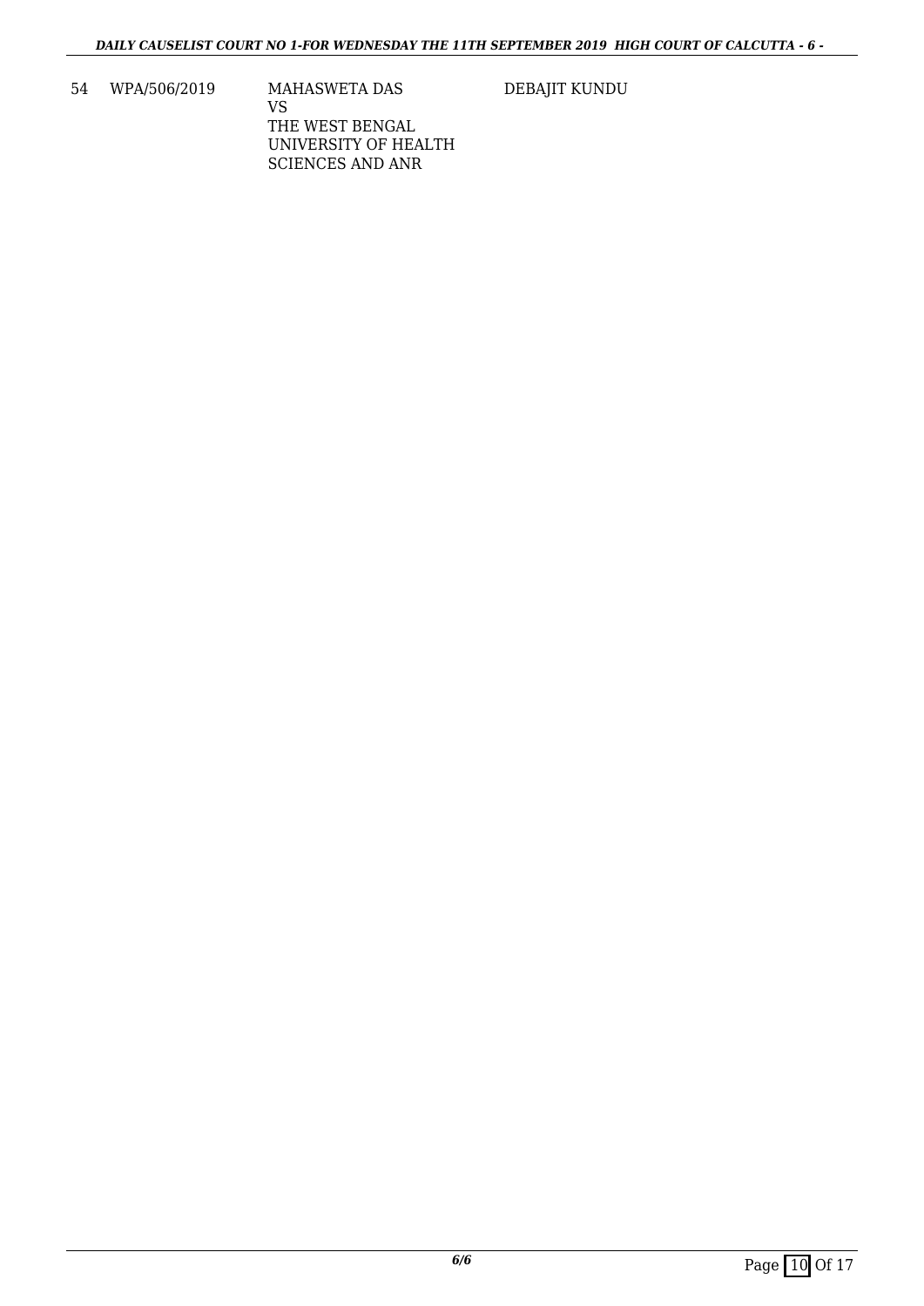| | | | |
|---|---|---|---|
| 54 | WPA/506/2019 | MAHASWETA DAS<br>VS<br>THE WEST BENGAL UNIVERSITY OF HEALTH SCIENCES AND ANR | DEBAJIT KUNDU |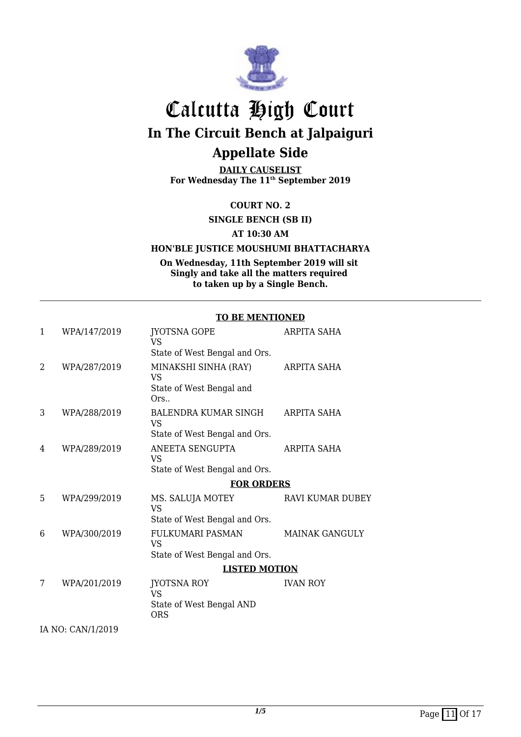# Calcutta High Court

## In The Circuit Bench at Jalpaiguri

## Appellate Side

**DAILY CAUSELIST**
**For Wednesday The 11th September 2019**

**COURT NO. 2**

**SINGLE BENCH (SB II)**

**AT 10:30 AM**

**HON'BLE JUSTICE MOUSHUMI BHATTACHARYA**

**On Wednesday, 11th September 2019 will sit Singly and take all the matters required to taken up by a Single Bench.**

---

**TO BE MENTIONED**

| | | | |
|---|---|---|---|
| 1 | WPA/147/2019 | JYOTSNA GOPE VS State of West Bengal and Ors. | ARPITA SAHA |
| 2 | WPA/287/2019 | MINAKSHI SINHA (RAY) VS State of West Bengal and Ors.. | ARPITA SAHA |
| 3 | WPA/288/2019 | BALENDRA KUMAR SINGH VS State of West Bengal and Ors. | ARPITA SAHA |
| 4 | WPA/289/2019 | ANEETA SENGUPTA VS State of West Bengal and Ors. | ARPITA SAHA |

**FOR ORDERS**

| | | | |
|---|---|---|---|
| 5 | WPA/299/2019 | MS. SALUJA MOTEY VS State of West Bengal and Ors. | RAVI KUMAR DUBEY |
| 6 | WPA/300/2019 | FULKUMARI PASMAN VS State of West Bengal and Ors. | MAINAK GANGULY |

**LISTED MOTION**

| | | | |
|---|---|---|---|
| 7 | WPA/201/2019 | JYOTSNA ROY VS State of West Bengal AND ORS | IVAN ROY |

IA NO: CAN/1/2019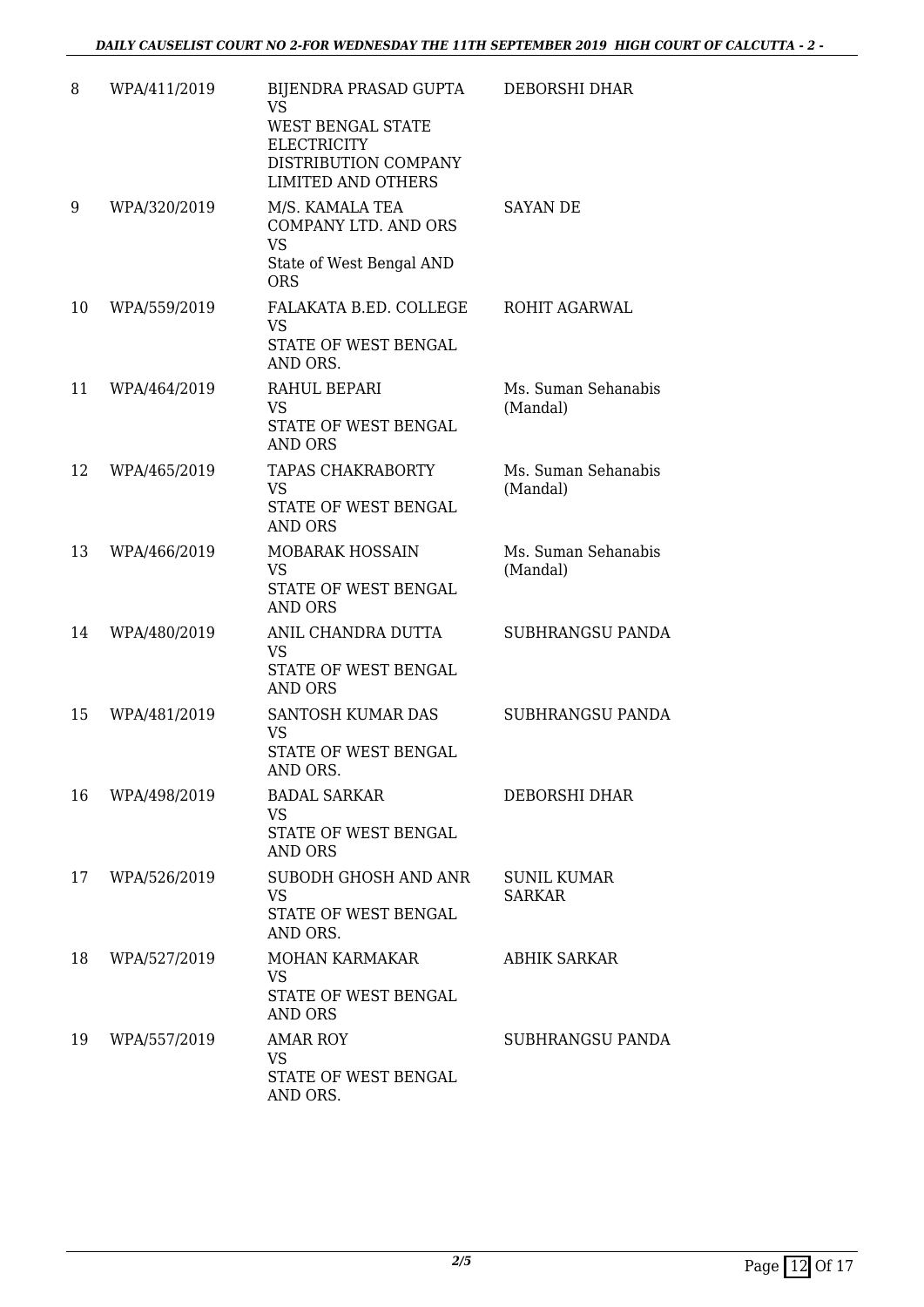| | | | |
|---|---|---|---|
| 8 | WPA/411/2019 | BIJENDRA PRASAD GUPTA<br>VS<br>WEST BENGAL STATE ELECTRICITY DISTRIBUTION COMPANY LIMITED AND OTHERS | DEBORSHI DHAR |
| 9 | WPA/320/2019 | M/S. KAMALA TEA COMPANY LTD. AND ORS<br>VS<br>State of West Bengal AND ORS | SAYAN DE |
| 10 | WPA/559/2019 | FALAKATA B.ED. COLLEGE<br>VS<br>STATE OF WEST BENGAL AND ORS. | ROHIT AGARWAL |
| 11 | WPA/464/2019 | RAHUL BEPARI<br>VS<br>STATE OF WEST BENGAL AND ORS | Ms. Suman Sehanabis (Mandal) |
| 12 | WPA/465/2019 | TAPAS CHAKRABORTY<br>VS<br>STATE OF WEST BENGAL AND ORS | Ms. Suman Sehanabis (Mandal) |
| 13 | WPA/466/2019 | MOBARAK HOSSAIN<br>VS<br>STATE OF WEST BENGAL AND ORS | Ms. Suman Sehanabis (Mandal) |
| 14 | WPA/480/2019 | ANIL CHANDRA DUTTA<br>VS<br>STATE OF WEST BENGAL AND ORS | SUBHRANGSU PANDA |
| 15 | WPA/481/2019 | SANTOSH KUMAR DAS<br>VS<br>STATE OF WEST BENGAL AND ORS. | SUBHRANGSU PANDA |
| 16 | WPA/498/2019 | BADAL SARKAR<br>VS<br>STATE OF WEST BENGAL AND ORS | DEBORSHI DHAR |
| 17 | WPA/526/2019 | SUBODH GHOSH AND ANR<br>VS<br>STATE OF WEST BENGAL AND ORS. | SUNIL KUMAR SARKAR |
| 18 | WPA/527/2019 | MOHAN KARMAKAR<br>VS<br>STATE OF WEST BENGAL AND ORS | ABHIK SARKAR |
| 19 | WPA/557/2019 | AMAR ROY<br>VS<br>STATE OF WEST BENGAL AND ORS. | SUBHRANGSU PANDA |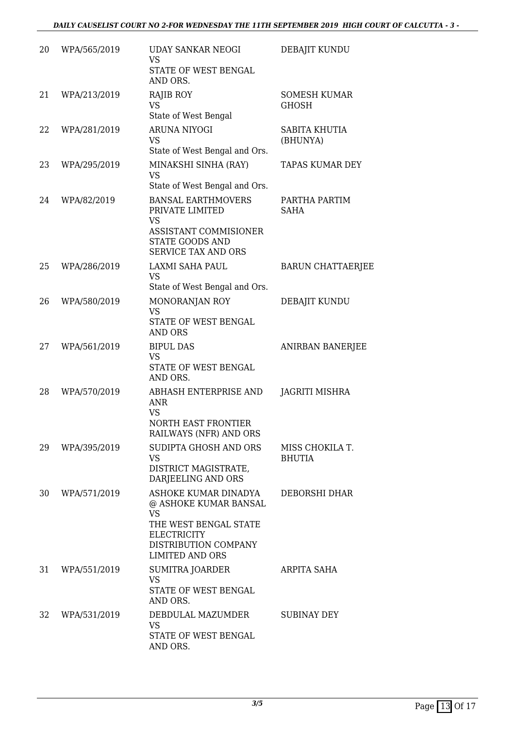| 20 | WPA/565/2019 | UDAY SANKAR NEOGI<br>VS<br>STATE OF WEST BENGAL AND ORS. | DEBAJIT KUNDU |
|---|---|---|---|
| 21 | WPA/213/2019 | RAJIB ROY<br>VS<br>State of West Bengal | SOMESH KUMAR GHOSH |
| 22 | WPA/281/2019 | ARUNA NIYOGI<br>VS<br>State of West Bengal and Ors. | SABITA KHUTIA (BHUNYA) |
| 23 | WPA/295/2019 | MINAKSHI SINHA (RAY)<br>VS<br>State of West Bengal and Ors. | TAPAS KUMAR DEY |
| 24 | WPA/82/2019 | BANSAL EARTHMOVERS PRIVATE LIMITED<br>VS<br>ASSISTANT COMMISIONER STATE GOODS AND SERVICE TAX AND ORS | PARTHA PARTIM SAHA |
| 25 | WPA/286/2019 | LAXMI SAHA PAUL<br>VS<br>State of West Bengal and Ors. | BARUN CHATTAERJEE |
| 26 | WPA/580/2019 | MONORANJAN ROY<br>VS<br>STATE OF WEST BENGAL AND ORS | DEBAJIT KUNDU |
| 27 | WPA/561/2019 | BIPUL DAS<br>VS<br>STATE OF WEST BENGAL AND ORS. | ANIRBAN BANERJEE |
| 28 | WPA/570/2019 | ABHASH ENTERPRISE AND ANR<br>VS<br>NORTH EAST FRONTIER RAILWAYS (NFR) AND ORS | JAGRITI MISHRA |
| 29 | WPA/395/2019 | SUDIPTA GHOSH AND ORS<br>VS<br>DISTRICT MAGISTRATE, DARJEELING AND ORS | MISS CHOKILA T. BHUTIA |
| 30 | WPA/571/2019 | ASHOKE KUMAR DINADYA @ ASHOKE KUMAR BANSAL<br>VS<br>THE WEST BENGAL STATE ELECTRICITY DISTRIBUTION COMPANY LIMITED AND ORS | DEBORSHI DHAR |
| 31 | WPA/551/2019 | SUMITRA JOARDER<br>VS<br>STATE OF WEST BENGAL AND ORS. | ARPITA SAHA |
| 32 | WPA/531/2019 | DEBDULAL MAZUMDER<br>VS<br>STATE OF WEST BENGAL AND ORS. | SUBINAY DEY |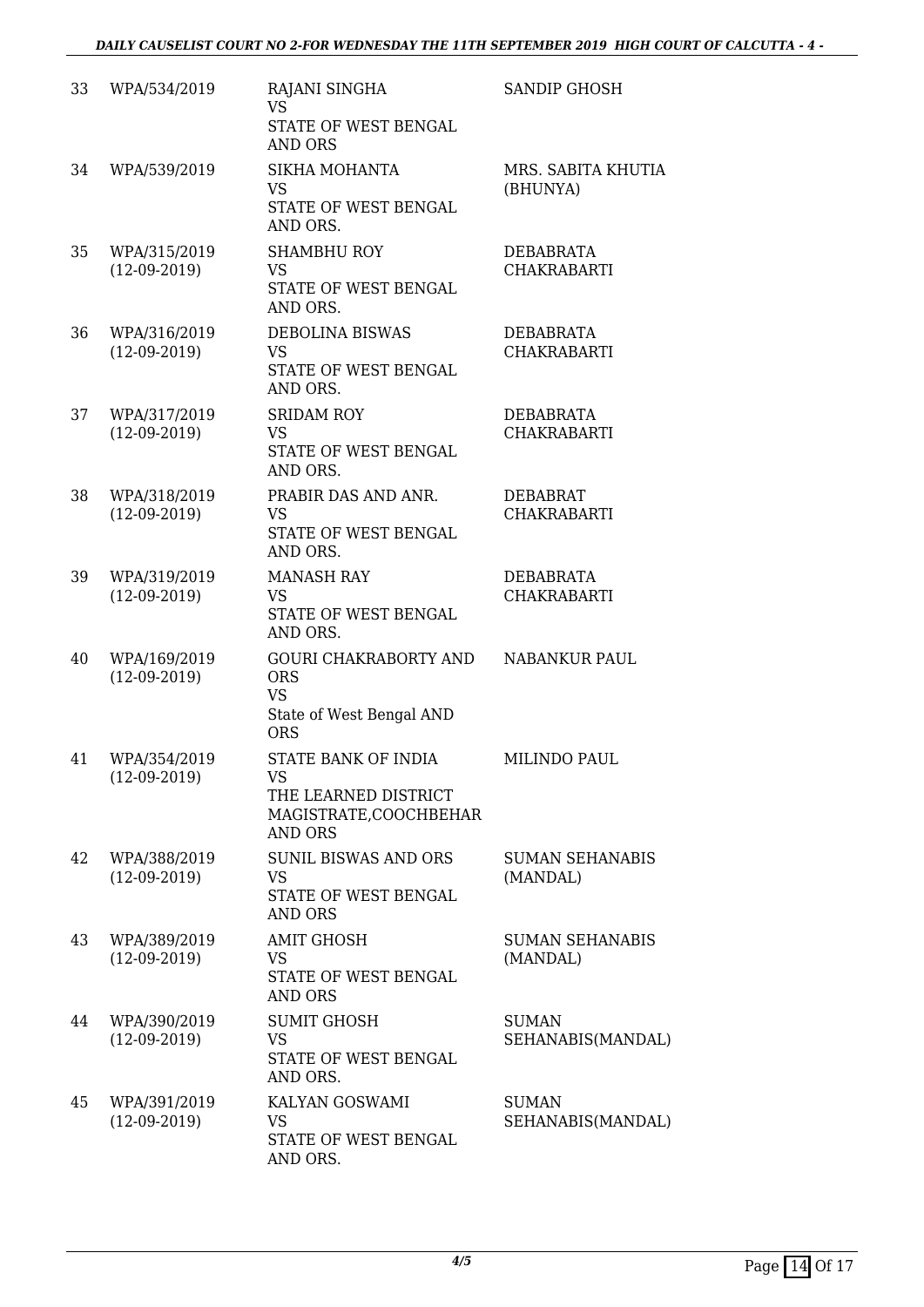| | | | |
|---|---|---|---|
| 33 | WPA/534/2019 | RAJANI SINGHA<br>VS<br>STATE OF WEST BENGAL AND ORS | SANDIP GHOSH |
| 34 | WPA/539/2019 | SIKHA MOHANTA<br>VS<br>STATE OF WEST BENGAL AND ORS. | MRS. SABITA KHUTIA (BHUNYA) |
| 35 | WPA/315/2019<br>(12-09-2019) | SHAMBHU ROY<br>VS<br>STATE OF WEST BENGAL AND ORS. | DEBABRATA CHAKRABARTI |
| 36 | WPA/316/2019<br>(12-09-2019) | DEBOLINA BISWAS<br>VS<br>STATE OF WEST BENGAL AND ORS. | DEBABRATA CHAKRABARTI |
| 37 | WPA/317/2019<br>(12-09-2019) | SRIDAM ROY<br>VS<br>STATE OF WEST BENGAL AND ORS. | DEBABRATA CHAKRABARTI |
| 38 | WPA/318/2019<br>(12-09-2019) | PRABIR DAS AND ANR.<br>VS<br>STATE OF WEST BENGAL AND ORS. | DEBABRAT CHAKRABARTI |
| 39 | WPA/319/2019<br>(12-09-2019) | MANASH RAY<br>VS<br>STATE OF WEST BENGAL AND ORS. | DEBABRATA CHAKRABARTI |
| 40 | WPA/169/2019<br>(12-09-2019) | GOURI CHAKRABORTY AND ORS<br>VS<br>State of West Bengal AND ORS | NABANKUR PAUL |
| 41 | WPA/354/2019<br>(12-09-2019) | STATE BANK OF INDIA<br>VS<br>THE LEARNED DISTRICT MAGISTRATE,COOCHBEHAR AND ORS | MILINDO PAUL |
| 42 | WPA/388/2019<br>(12-09-2019) | SUNIL BISWAS AND ORS<br>VS<br>STATE OF WEST BENGAL AND ORS | SUMAN SEHANABIS (MANDAL) |
| 43 | WPA/389/2019<br>(12-09-2019) | AMIT GHOSH<br>VS<br>STATE OF WEST BENGAL AND ORS | SUMAN SEHANABIS (MANDAL) |
| 44 | WPA/390/2019<br>(12-09-2019) | SUMIT GHOSH<br>VS<br>STATE OF WEST BENGAL AND ORS. | SUMAN SEHANABIS(MANDAL) |
| 45 | WPA/391/2019<br>(12-09-2019) | KALYAN GOSWAMI<br>VS<br>STATE OF WEST BENGAL AND ORS. | SUMAN SEHANABIS(MANDAL) |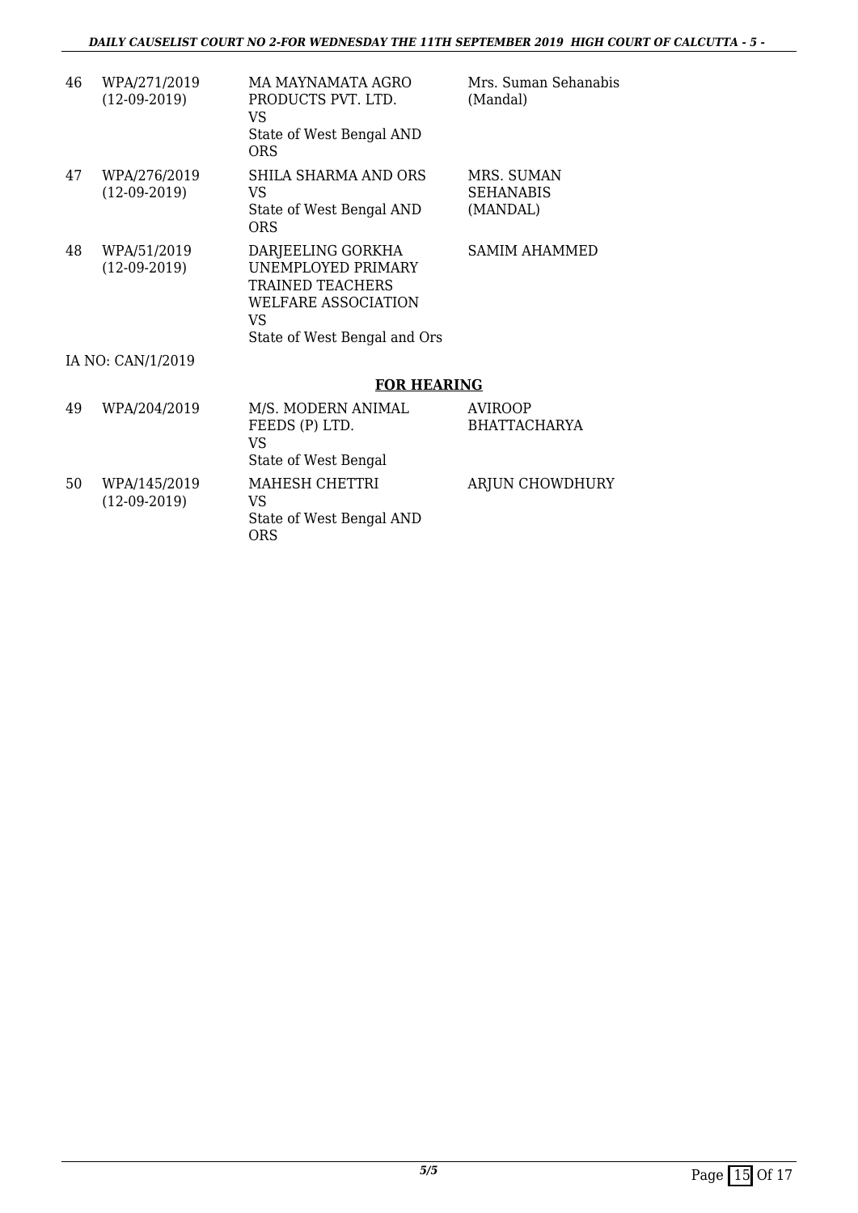| | | | |
|---|---|---|---|
| 46 | WPA/271/2019 (12-09-2019) | MA MAYNAMATA AGRO PRODUCTS PVT. LTD. VS State of West Bengal AND ORS | Mrs. Suman Sehanabis (Mandal) |
| 47 | WPA/276/2019 (12-09-2019) | SHILA SHARMA AND ORS VS State of West Bengal AND ORS | MRS. SUMAN SEHANABIS (MANDAL) |
| 48 | WPA/51/2019 (12-09-2019) | DARJEELING GORKHA UNEMPLOYED PRIMARY TRAINED TEACHERS WELFARE ASSOCIATION VS State of West Bengal and Ors | SAMIM AHAMMED |

IA NO: CAN/1/2019

**FOR HEARING**

| | | | |
|---|---|---|---|
| 49 | WPA/204/2019 | M/S. MODERN ANIMAL FEEDS (P) LTD. VS State of West Bengal | AVIROOP BHATTACHARYA |
| 50 | WPA/145/2019 (12-09-2019) | MAHESH CHETTRI VS State of West Bengal AND ORS | ARJUN CHOWDHURY |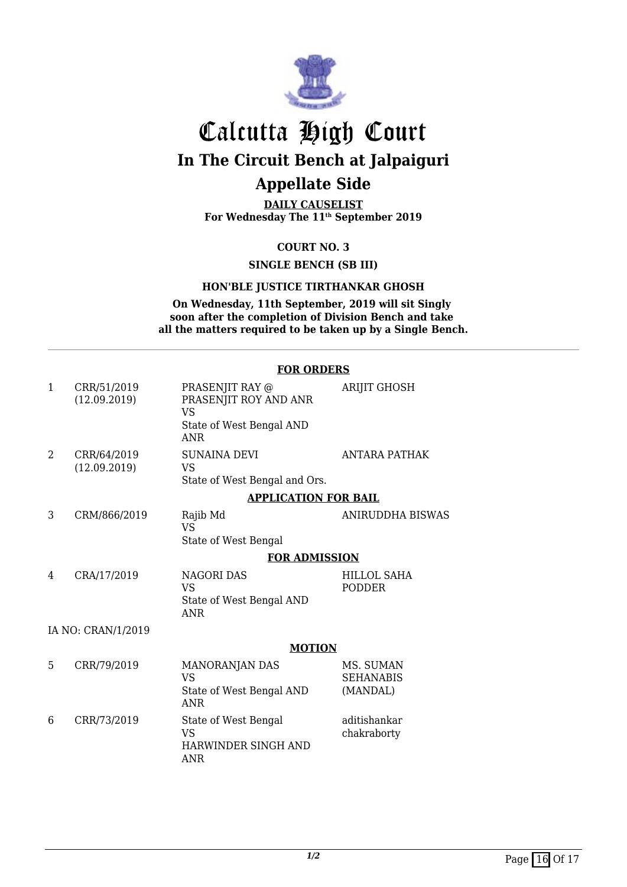# Calcutta High Court

## In The Circuit Bench at Jalpaiguri

## Appellate Side

**DAILY CAUSELIST**
**For Wednesday The 11th September 2019**

**COURT NO. 3**

**SINGLE BENCH (SB III)**

**HON'BLE JUSTICE TIRTHANKAR GHOSH**

**On Wednesday, 11th September, 2019 will sit Singly soon after the completion of Division Bench and take all the matters required to be taken up by a Single Bench.**

---

**FOR ORDERS**

| | | | |
|---|---|---|---|
| 1 | CRR/51/2019 (12.09.2019) | PRASENJIT RAY @ PRASENJIT ROY AND ANR VS State of West Bengal AND ANR | ARIJIT GHOSH |
| 2 | CRR/64/2019 (12.09.2019) | SUNAINA DEVI VS State of West Bengal and Ors. | ANTARA PATHAK |

**APPLICATION FOR BAIL**

| | | | |
|---|---|---|---|
| 3 | CRM/866/2019 | Rajib Md VS State of West Bengal | ANIRUDDHA BISWAS |

**FOR ADMISSION**

| | | | |
|---|---|---|---|
| 4 | CRA/17/2019 | NAGORI DAS VS State of West Bengal AND ANR | HILLOL SAHA PODDER |

IA NO: CRAN/1/2019

**MOTION**

| | | | |
|---|---|---|---|
| 5 | CRR/79/2019 | MANORANJAN DAS VS State of West Bengal AND ANR | MS. SUMAN SEHANABIS (MANDAL) |
| 6 | CRR/73/2019 | State of West Bengal VS HARWINDER SINGH AND ANR | aditishankar chakraborty |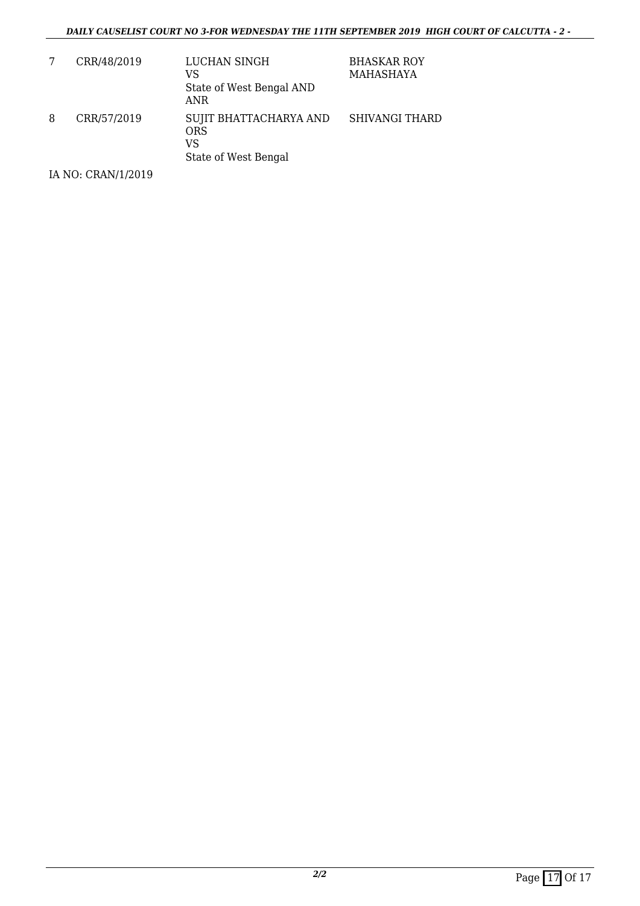| | | | |
|---|---|---|---|
| 7 | CRR/48/2019 | LUCHAN SINGH<br>VS<br>State of West Bengal AND ANR | BHASKAR ROY MAHASHAYA |
| 8 | CRR/57/2019 | SUJIT BHATTACHARYA AND ORS<br>VS<br>State of West Bengal | SHIVANGI THARD |

IA NO: CRAN/1/2019

2/2